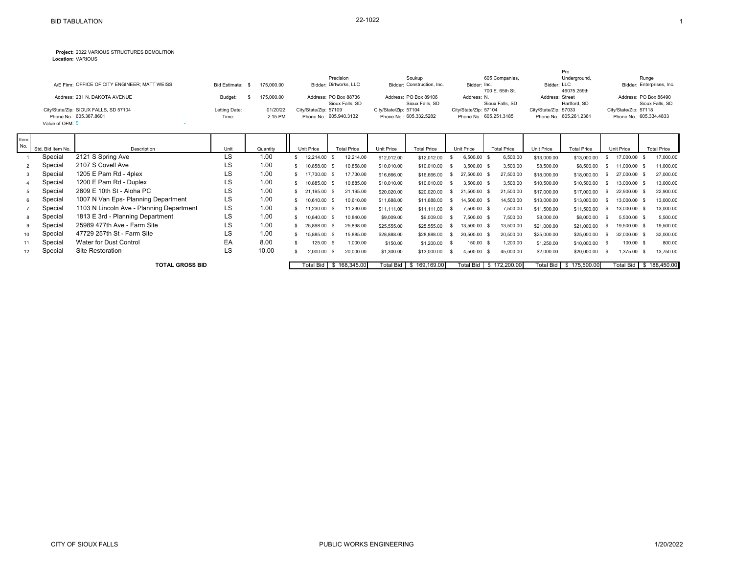BID TABULATION

22-1022

**Project:** 2022 VARIOUS STRUCTURES DEMOLITION
**Location:** VARIOUS

| | | | | | |
|---|---|---|---|---|---|
| A/E Firm: OFFICE OF CITY ENGINEER; MATT WEISS | Bid Estimate: $ 175,000.00 | Bidder: Precision Dirtworks, LLC | Bidder: Soukup Construction, Inc. | Bidder: 605 Companies, Inc. | Bidder: Pro Underground, LLC | Bidder: Runge Enterprises, Inc. |
| Address: 231 N. DAKOTA AVENUE | Budget: $ 175,000.00 | Address: PO Box 88736 Sioux Falls, SD | Address: PO Box 89106 Sioux Falls, SD | Address: 700 E. 65th St. N. Sioux Falls, SD | Address: 46075 259th Street Hartford, SD | Address: PO Box 86490 Sioux Falls, SD |
| City/State/Zip: SIOUX FALLS, SD 57104 | Letting Date: 01/20/22 | City/State/Zip: 57109 | City/State/Zip: 57104 | City/State/Zip: 57104 | City/State/Zip: 57033 | City/State/Zip: 57118 |
| Phone No.: 605.367.8601 | Time: 2:15 PM | Phone No.: 605.940.3132 | Phone No.: 605.332.5282 | Phone No.: 605.251.3185 | Phone No.: 605.261.2361 | Phone No.: 605.334.4833 |
| Value of OFM: $ - | | | | | | |

| Item No. | Std. Bid Item No. | Description | Unit | Quantity | Precision Unit Price | Precision Total Price | Soukup Unit Price | Soukup Total Price | 605 Companies Unit Price | 605 Companies Total Price | Pro Underground Unit Price | Pro Underground Total Price | Runge Unit Price | Runge Total Price |
|---|---|---|---|---|---|---|---|---|---|---|---|---|---|---|
| 1 | Special | 2121 S Spring Ave | LS | 1.00 | $ 12,214.00 | $ 12,214.00 | $12,012.00 | $12,012.00 | $ 6,500.00 | $ 6,500.00 | $13,000.00 | $13,000.00 | $ 17,000.00 | $ 17,000.00 |
| 2 | Special | 2107 S Covell Ave | LS | 1.00 | $ 10,858.00 | $ 10,858.00 | $10,010.00 | $10,010.00 | $ 3,500.00 | $ 3,500.00 | $8,500.00 | $8,500.00 | $ 11,000.00 | $ 11,000.00 |
| 3 | Special | 1205 E Pam Rd - 4plex | LS | 1.00 | $ 17,730.00 | $ 17,730.00 | $16,666.00 | $16,666.00 | $ 27,500.00 | $ 27,500.00 | $18,000.00 | $18,000.00 | $ 27,000.00 | $ 27,000.00 |
| 4 | Special | 1200 E Pam Rd - Duplex | LS | 1.00 | $ 10,885.00 | $ 10,885.00 | $10,010.00 | $10,010.00 | $ 3,500.00 | $ 3,500.00 | $10,500.00 | $10,500.00 | $ 13,000.00 | $ 13,000.00 |
| 5 | Special | 2609 E 10th St - Aloha PC | LS | 1.00 | $ 21,195.00 | $ 21,195.00 | $20,020.00 | $20,020.00 | $ 21,500.00 | $ 21,500.00 | $17,000.00 | $17,000.00 | $ 22,900.00 | $ 22,900.00 |
| 6 | Special | 1007 N Van Eps- Planning Department | LS | 1.00 | $ 10,610.00 | $ 10,610.00 | $11,688.00 | $11,688.00 | $ 14,500.00 | $ 14,500.00 | $13,000.00 | $13,000.00 | $ 13,000.00 | $ 13,000.00 |
| 7 | Special | 1103 N Lincoln Ave - Planning Department | LS | 1.00 | $ 11,230.00 | $ 11,230.00 | $11,111.00 | $11,111.00 | $ 7,500.00 | $ 7,500.00 | $11,500.00 | $11,500.00 | $ 13,000.00 | $ 13,000.00 |
| 8 | Special | 1813 E 3rd - Planning Department | LS | 1.00 | $ 10,840.00 | $ 10,840.00 | $9,009.00 | $9,009.00 | $ 7,500.00 | $ 7,500.00 | $8,000.00 | $8,000.00 | $ 5,500.00 | $ 5,500.00 |
| 9 | Special | 25989 477th Ave - Farm Site | LS | 1.00 | $ 25,898.00 | $ 25,898.00 | $25,555.00 | $25,555.00 | $ 13,500.00 | $ 13,500.00 | $21,000.00 | $21,000.00 | $ 19,500.00 | $ 19,500.00 |
| 10 | Special | 47729 257th St - Farm Site | LS | 1.00 | $ 15,885.00 | $ 15,885.00 | $28,888.00 | $28,888.00 | $ 20,500.00 | $ 20,500.00 | $25,000.00 | $25,000.00 | $ 32,000.00 | $ 32,000.00 |
| 11 | Special | Water for Dust Control | EA | 8.00 | $ 125.00 | $ 1,000.00 | $150.00 | $1,200.00 | $ 150.00 | $ 1,200.00 | $1,250.00 | $10,000.00 | $ 100.00 | $ 800.00 |
| 12 | Special | Site Restoration | LS | 10.00 | $ 2,000.00 | $ 20,000.00 | $1,300.00 | $13,000.00 | $ 4,500.00 | $ 45,000.00 | $2,000.00 | $20,000.00 | $ 1,375.00 | $ 13,750.00 |
| | | **TOTAL GROSS BID** | | | Total Bid | $ 168,345.00 | Total Bid | $ 169,169.00 | Total Bid | $ 172,200.00 | Total Bid | $ 175,500.00 | Total Bid | $ 188,450.00 |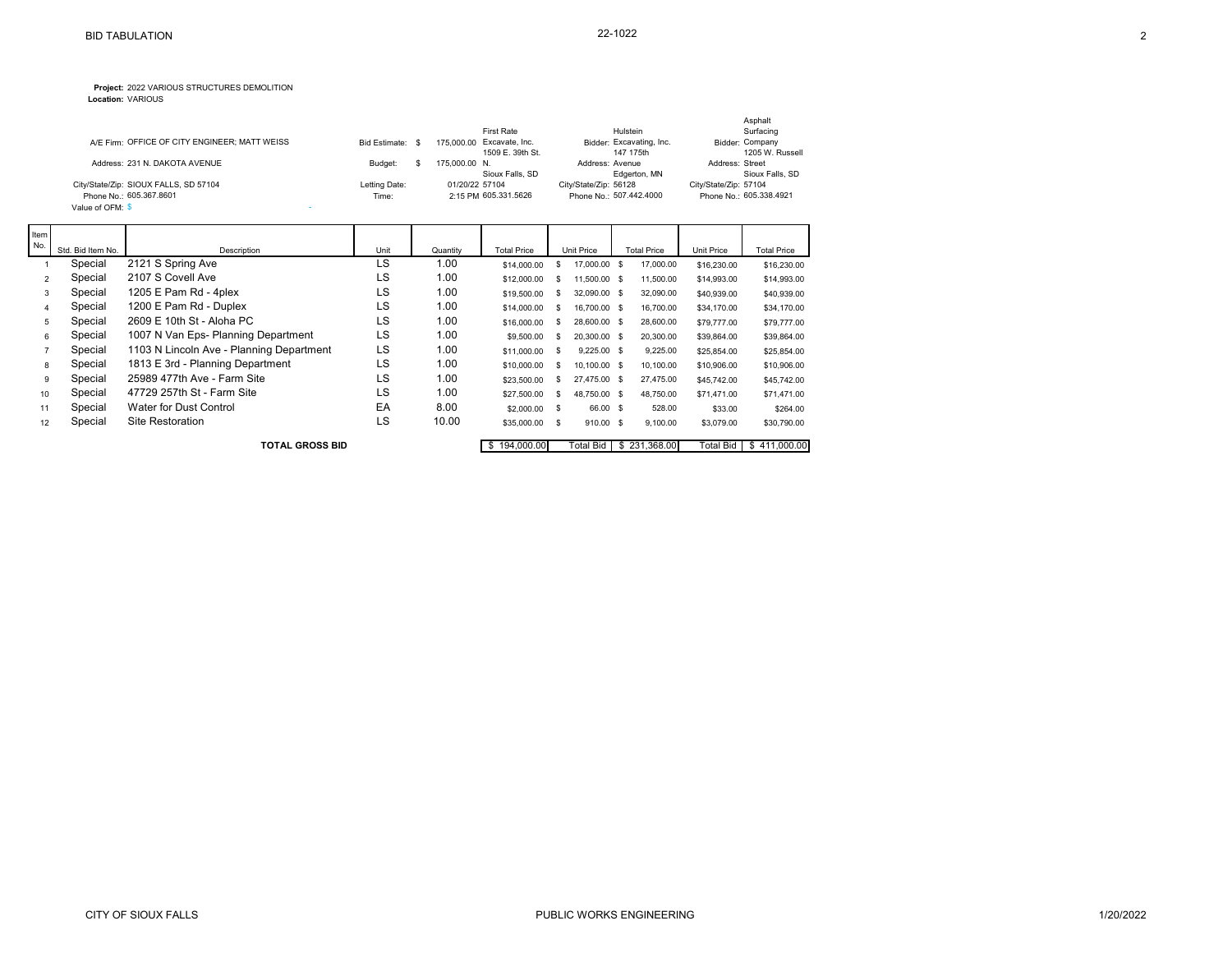BID TABULATION

22-1022

**Project:** 2022 VARIOUS STRUCTURES DEMOLITION
**Location:** VARIOUS

A/E Firm: OFFICE OF CITY ENGINEER; MATT WEISS
Address: 231 N. DAKOTA AVENUE
City/State/Zip: SIOUX FALLS, SD 57104
Phone No.: 605.367.8601
Value of OFM: $ -

Bid Estimate: $ 175,000.00
Budget: $ 175,000.00
Letting Date: 01/20/22
Time: 2:15 PM

First Rate Excavate, Inc.
1509 E. 39th St. N.
Sioux Falls, SD 57104
605.331.5626

Bidder: Hulstein Excavating, Inc.
Address: 147 175th Avenue
Edgerton, MN
City/State/Zip: 56128
Phone No.: 507.442.4000

Bidder: Asphalt Surfacing Company
Address: 1205 W. Russell Street
Sioux Falls, SD
City/State/Zip: 57104
Phone No.: 605.338.4921

| Item No. | Std. Bid Item No. | Description | Unit | Quantity | Total Price | Unit Price | Total Price | Unit Price | Total Price |
|---|---|---|---|---|---|---|---|---|---|
| 1 | Special | 2121 S Spring Ave | LS | 1.00 | $14,000.00 | $ 17,000.00 | $ 17,000.00 | $16,230.00 | $16,230.00 |
| 2 | Special | 2107 S Covell Ave | LS | 1.00 | $12,000.00 | $ 11,500.00 | $ 11,500.00 | $14,993.00 | $14,993.00 |
| 3 | Special | 1205 E Pam Rd - 4plex | LS | 1.00 | $19,500.00 | $ 32,090.00 | $ 32,090.00 | $40,939.00 | $40,939.00 |
| 4 | Special | 1200 E Pam Rd - Duplex | LS | 1.00 | $14,000.00 | $ 16,700.00 | $ 16,700.00 | $34,170.00 | $34,170.00 |
| 5 | Special | 2609 E 10th St - Aloha PC | LS | 1.00 | $16,000.00 | $ 28,600.00 | $ 28,600.00 | $79,777.00 | $79,777.00 |
| 6 | Special | 1007 N Van Eps- Planning Department | LS | 1.00 | $9,500.00 | $ 20,300.00 | $ 20,300.00 | $39,864.00 | $39,864.00 |
| 7 | Special | 1103 N Lincoln Ave - Planning Department | LS | 1.00 | $11,000.00 | $ 9,225.00 | $ 9,225.00 | $25,854.00 | $25,854.00 |
| 8 | Special | 1813 E 3rd - Planning Department | LS | 1.00 | $10,000.00 | $ 10,100.00 | $ 10,100.00 | $10,906.00 | $10,906.00 |
| 9 | Special | 25989 477th Ave - Farm Site | LS | 1.00 | $23,500.00 | $ 27,475.00 | $ 27,475.00 | $45,742.00 | $45,742.00 |
| 10 | Special | 47729 257th St - Farm Site | LS | 1.00 | $27,500.00 | $ 48,750.00 | $ 48,750.00 | $71,471.00 | $71,471.00 |
| 11 | Special | Water for Dust Control | EA | 8.00 | $2,000.00 | $ 66.00 | $ 528.00 | $33.00 | $264.00 |
| 12 | Special | Site Restoration | LS | 10.00 | $35,000.00 | $ 910.00 | $ 9,100.00 | $3,079.00 | $30,790.00 |
| | | **TOTAL GROSS BID** | | | $ 194,000.00 | Total Bid | $ 231,368.00 | Total Bid | $ 411,000.00 |

CITY OF SIOUX FALLS

PUBLIC WORKS ENGINEERING

1/20/2022